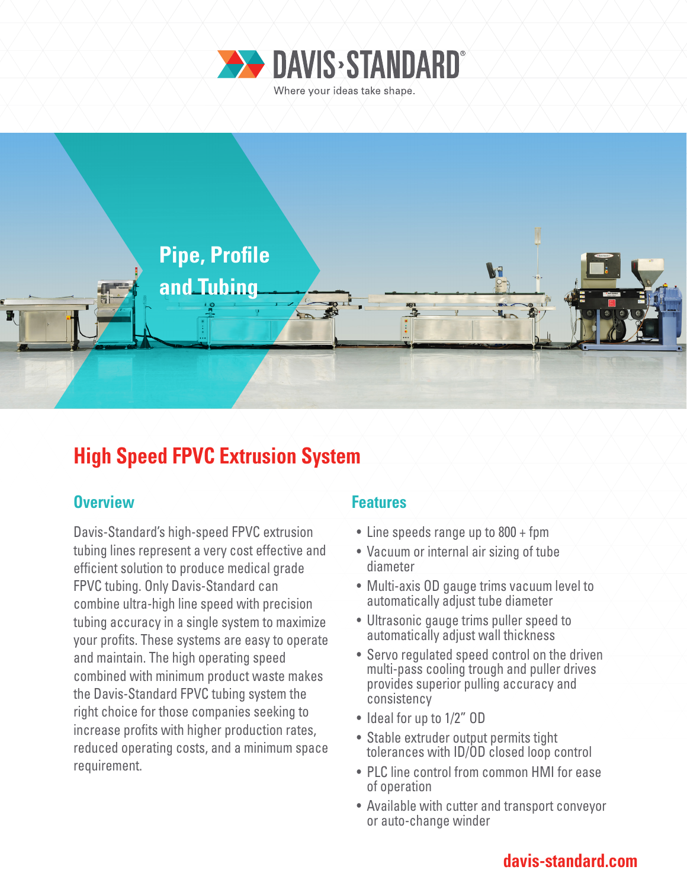DAVIS·STANDARD®

Where your ideas take shape.

Pipe, Profile and Tubing

# High Speed FPVC Extrusion System

## Overview

Davis-Standard's high-speed FPVC extrusion tubing lines represent a very cost effective and efficient solution to produce medical grade FPVC tubing. Only Davis-Standard can combine ultra-high line speed with precision tubing accuracy in a single system to maximize your profits. These systems are easy to operate and maintain. The high operating speed combined with minimum product waste makes the Davis-Standard FPVC tubing system the right choice for those companies seeking to increase profits with higher production rates, reduced operating costs, and a minimum space requirement.

## Features

- Line speeds range up to 800 + fpm
- Vacuum or internal air sizing of tube diameter
- Multi-axis OD gauge trims vacuum level to automatically adjust tube diameter
- Ultrasonic gauge trims puller speed to automatically adjust wall thickness
- Servo regulated speed control on the driven multi-pass cooling trough and puller drives provides superior pulling accuracy and consistency
- Ideal for up to 1/2" OD
- Stable extruder output permits tight tolerances with ID/OD closed loop control
- PLC line control from common HMI for ease of operation
- Available with cutter and transport conveyor or auto-change winder

davis-standard.com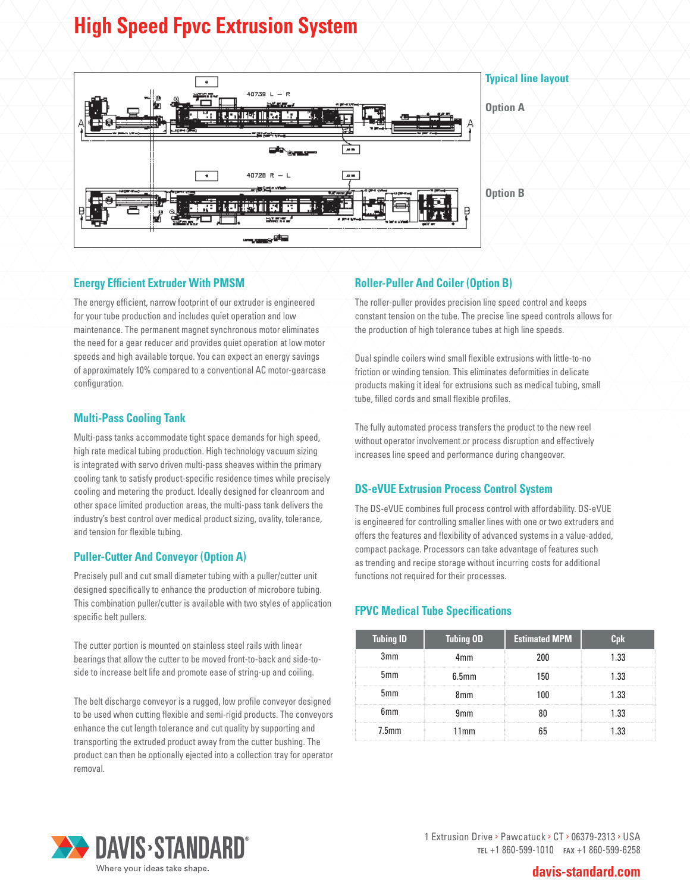# High Speed Fpvc Extrusion System

Typical line layout

Option A

Option B

## Energy Efficient Extruder With PMSM

The energy efficient, narrow footprint of our extruder is engineered for your tube production and includes quiet operation and low maintenance. The permanent magnet synchronous motor eliminates the need for a gear reducer and provides quiet operation at low motor speeds and high available torque. You can expect an energy savings of approximately 10% compared to a conventional AC motor-gearcase configuration.

## Multi-Pass Cooling Tank

Multi-pass tanks accommodate tight space demands for high speed, high rate medical tubing production. High technology vacuum sizing is integrated with servo driven multi-pass sheaves within the primary cooling tank to satisfy product-specific residence times while precisely cooling and metering the product. Ideally designed for cleanroom and other space limited production areas, the multi-pass tank delivers the industry's best control over medical product sizing, ovality, tolerance, and tension for flexible tubing.

## Puller-Cutter And Conveyor (Option A)

Precisely pull and cut small diameter tubing with a puller/cutter unit designed specifically to enhance the production of microbore tubing. This combination puller/cutter is available with two styles of application specific belt pullers.

The cutter portion is mounted on stainless steel rails with linear bearings that allow the cutter to be moved front-to-back and side-to-side to increase belt life and promote ease of string-up and coiling.

The belt discharge conveyor is a rugged, low profile conveyor designed to be used when cutting flexible and semi-rigid products. The conveyors enhance the cut length tolerance and cut quality by supporting and transporting the extruded product away from the cutter bushing. The product can then be optionally ejected into a collection tray for operator removal.

## Roller-Puller And Coiler (Option B)

The roller-puller provides precision line speed control and keeps constant tension on the tube. The precise line speed controls allows for the production of high tolerance tubes at high line speeds.

Dual spindle coilers wind small flexible extrusions with little-to-no friction or winding tension. This eliminates deformities in delicate products making it ideal for extrusions such as medical tubing, small tube, filled cords and small flexible profiles.

The fully automated process transfers the product to the new reel without operator involvement or process disruption and effectively increases line speed and performance during changeover.

## DS-eVUE Extrusion Process Control System

The DS-eVUE combines full process control with affordability. DS-eVUE is engineered for controlling smaller lines with one or two extruders and offers the features and flexibility of advanced systems in a value-added, compact package. Processors can take advantage of features such as trending and recipe storage without incurring costs for additional functions not required for their processes.

## FPVC Medical Tube Specifications

| Tubing ID | Tubing OD | Estimated MPM | Cpk |
|---|---|---|---|
| 3mm | 4mm | 200 | 1.33 |
| 5mm | 6.5mm | 150 | 1.33 |
| 5mm | 8mm | 100 | 1.33 |
| 6mm | 9mm | 80 | 1.33 |
| 7.5mm | 11mm | 65 | 1.33 |

DAVIS-STANDARD®
Where your ideas take shape.

1 Extrusion Drive › Pawcatuck › CT › 06379-2313 › USA
TEL +1 860-599-1010 FAX +1 860-599-6258
davis-standard.com